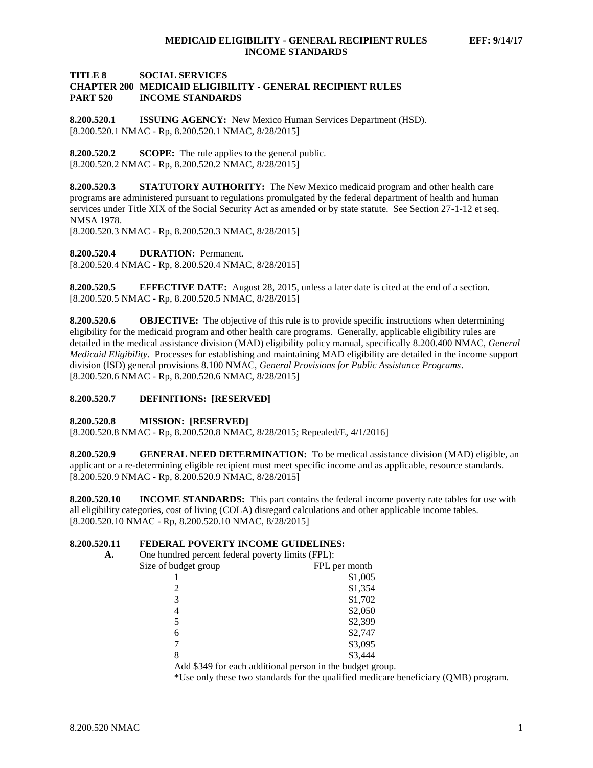**TITLE 8 SOCIAL SERVICES**
**CHAPTER 200 MEDICAID ELIGIBILITY - GENERAL RECIPIENT RULES**
**PART 520 INCOME STANDARDS**

**8.200.520.1 ISSUING AGENCY:** New Mexico Human Services Department (HSD).
[8.200.520.1 NMAC - Rp, 8.200.520.1 NMAC, 8/28/2015]

**8.200.520.2 SCOPE:** The rule applies to the general public.
[8.200.520.2 NMAC - Rp, 8.200.520.2 NMAC, 8/28/2015]

**8.200.520.3 STATUTORY AUTHORITY:** The New Mexico medicaid program and other health care programs are administered pursuant to regulations promulgated by the federal department of health and human services under Title XIX of the Social Security Act as amended or by state statute. See Section 27-1-12 et seq. NMSA 1978.
[8.200.520.3 NMAC - Rp, 8.200.520.3 NMAC, 8/28/2015]

**8.200.520.4 DURATION:** Permanent.
[8.200.520.4 NMAC - Rp, 8.200.520.4 NMAC, 8/28/2015]

**8.200.520.5 EFFECTIVE DATE:** August 28, 2015, unless a later date is cited at the end of a section.
[8.200.520.5 NMAC - Rp, 8.200.520.5 NMAC, 8/28/2015]

**8.200.520.6 OBJECTIVE:** The objective of this rule is to provide specific instructions when determining eligibility for the medicaid program and other health care programs. Generally, applicable eligibility rules are detailed in the medical assistance division (MAD) eligibility policy manual, specifically 8.200.400 NMAC, *General Medicaid Eligibility*. Processes for establishing and maintaining MAD eligibility are detailed in the income support division (ISD) general provisions 8.100 NMAC, *General Provisions for Public Assistance Programs*.
[8.200.520.6 NMAC - Rp, 8.200.520.6 NMAC, 8/28/2015]

**8.200.520.7 DEFINITIONS: [RESERVED]**

**8.200.520.8 MISSION: [RESERVED]**
[8.200.520.8 NMAC - Rp, 8.200.520.8 NMAC, 8/28/2015; Repealed/E, 4/1/2016]

**8.200.520.9 GENERAL NEED DETERMINATION:** To be medical assistance division (MAD) eligible, an applicant or a re-determining eligible recipient must meet specific income and as applicable, resource standards.
[8.200.520.9 NMAC - Rp, 8.200.520.9 NMAC, 8/28/2015]

**8.200.520.10 INCOME STANDARDS:** This part contains the federal income poverty rate tables for use with all eligibility categories, cost of living (COLA) disregard calculations and other applicable income tables.
[8.200.520.10 NMAC - Rp, 8.200.520.10 NMAC, 8/28/2015]

**8.200.520.11 FEDERAL POVERTY INCOME GUIDELINES:**

**A.** One hundred percent federal poverty limits (FPL):

| Size of budget group | FPL per month |
|---|---|
| 1 | $1,005 |
| 2 | $1,354 |
| 3 | $1,702 |
| 4 | $2,050 |
| 5 | $2,399 |
| 6 | $2,747 |
| 7 | $3,095 |
| 8 | $3,444 |

Add $349 for each additional person in the budget group.

*Use only these two standards for the qualified medicare beneficiary (QMB) program.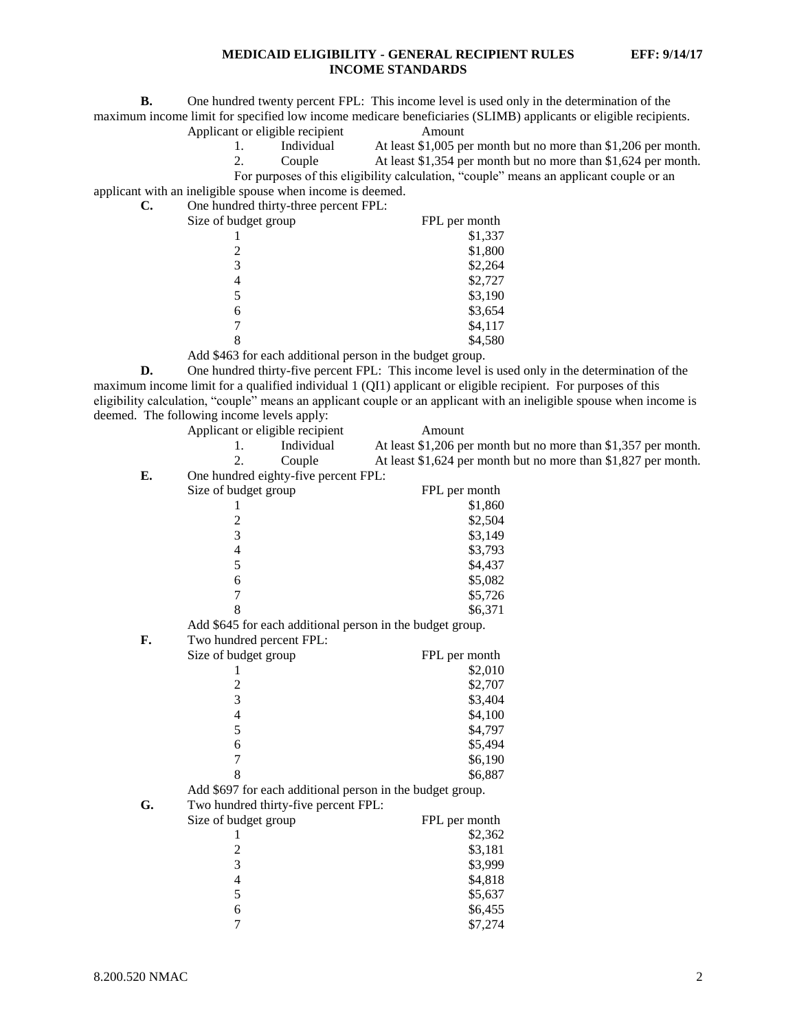**B.** One hundred twenty percent FPL: This income level is used only in the determination of the maximum income limit for specified low income medicare beneficiaries (SLIMB) applicants or eligible recipients.

| Applicant or eligible recipient | | Amount |
|---|---|---|
| 1. | Individual | At least $1,005 per month but no more than $1,206 per month. |
| 2. | Couple | At least $1,354 per month but no more than $1,624 per month. |

For purposes of this eligibility calculation, "couple" means an applicant couple or an applicant with an ineligible spouse when income is deemed.

**C.** One hundred thirty-three percent FPL:

| Size of budget group | FPL per month |
|---|---|
| 1 | $1,337 |
| 2 | $1,800 |
| 3 | $2,264 |
| 4 | $2,727 |
| 5 | $3,190 |
| 6 | $3,654 |
| 7 | $4,117 |
| 8 | $4,580 |

Add $463 for each additional person in the budget group.

**D.** One hundred thirty-five percent FPL: This income level is used only in the determination of the maximum income limit for a qualified individual 1 (QI1) applicant or eligible recipient. For purposes of this eligibility calculation, "couple" means an applicant couple or an applicant with an ineligible spouse when income is deemed. The following income levels apply:

| Applicant or eligible recipient | | Amount |
|---|---|---|
| 1. | Individual | At least $1,206 per month but no more than $1,357 per month. |
| 2. | Couple | At least $1,624 per month but no more than $1,827 per month. |

**E.** One hundred eighty-five percent FPL:

| Size of budget group | FPL per month |
|---|---|
| 1 | $1,860 |
| 2 | $2,504 |
| 3 | $3,149 |
| 4 | $3,793 |
| 5 | $4,437 |
| 6 | $5,082 |
| 7 | $5,726 |
| 8 | $6,371 |

Add $645 for each additional person in the budget group.

**F.** Two hundred percent FPL:

| Size of budget group | FPL per month |
|---|---|
| 1 | $2,010 |
| 2 | $2,707 |
| 3 | $3,404 |
| 4 | $4,100 |
| 5 | $4,797 |
| 6 | $5,494 |
| 7 | $6,190 |
| 8 | $6,887 |

Add $697 for each additional person in the budget group.

**G.** Two hundred thirty-five percent FPL:

| Size of budget group | FPL per month |
|---|---|
| 1 | $2,362 |
| 2 | $3,181 |
| 3 | $3,999 |
| 4 | $4,818 |
| 5 | $5,637 |
| 6 | $6,455 |
| 7 | $7,274 |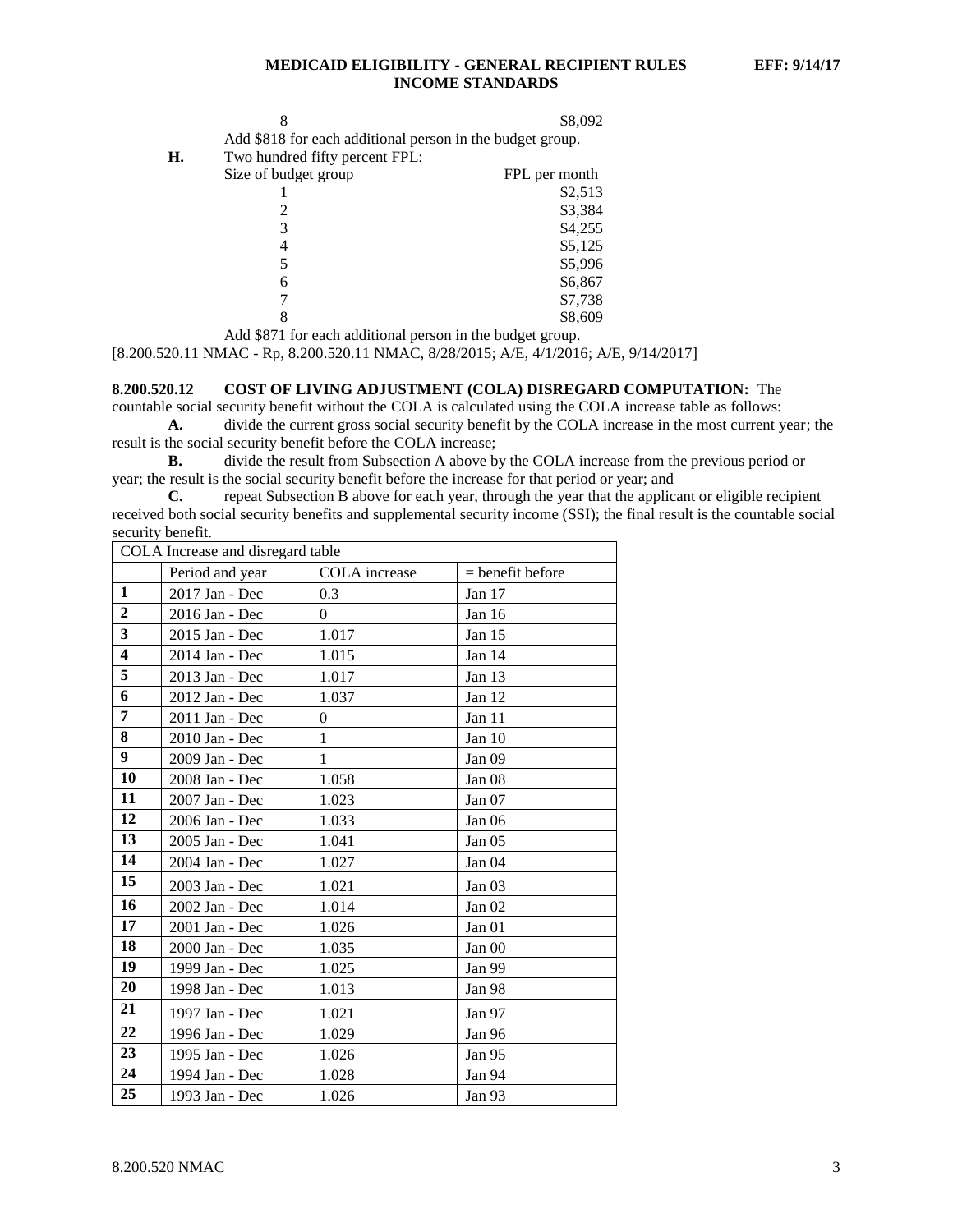| | |
|---|---|
| 8 | $8,092 |

Add $818 for each additional person in the budget group.

**H.** Two hundred fifty percent FPL:

| Size of budget group | FPL per month |
|---|---|
| 1 | $2,513 |
| 2 | $3,384 |
| 3 | $4,255 |
| 4 | $5,125 |
| 5 | $5,996 |
| 6 | $6,867 |
| 7 | $7,738 |
| 8 | $8,609 |

Add $871 for each additional person in the budget group.

[8.200.520.11 NMAC - Rp, 8.200.520.11 NMAC, 8/28/2015; A/E, 4/1/2016; A/E, 9/14/2017]

**8.200.520.12 COST OF LIVING ADJUSTMENT (COLA) DISREGARD COMPUTATION:** The countable social security benefit without the COLA is calculated using the COLA increase table as follows:

**A.** divide the current gross social security benefit by the COLA increase in the most current year; the result is the social security benefit before the COLA increase;

**B.** divide the result from Subsection A above by the COLA increase from the previous period or year; the result is the social security benefit before the increase for that period or year; and

**C.** repeat Subsection B above for each year, through the year that the applicant or eligible recipient received both social security benefits and supplemental security income (SSI); the final result is the countable social security benefit.

| COLA Increase and disregard table | | | |
|---|---|---|---|
| | Period and year | COLA increase | = benefit before |
| **1** | 2017 Jan - Dec | 0.3 | Jan 17 |
| **2** | 2016 Jan - Dec | 0 | Jan 16 |
| **3** | 2015 Jan - Dec | 1.017 | Jan 15 |
| **4** | 2014 Jan - Dec | 1.015 | Jan 14 |
| **5** | 2013 Jan - Dec | 1.017 | Jan 13 |
| **6** | 2012 Jan - Dec | 1.037 | Jan 12 |
| **7** | 2011 Jan - Dec | 0 | Jan 11 |
| **8** | 2010 Jan - Dec | 1 | Jan 10 |
| **9** | 2009 Jan - Dec | 1 | Jan 09 |
| **10** | 2008 Jan - Dec | 1.058 | Jan 08 |
| **11** | 2007 Jan - Dec | 1.023 | Jan 07 |
| **12** | 2006 Jan - Dec | 1.033 | Jan 06 |
| **13** | 2005 Jan - Dec | 1.041 | Jan 05 |
| **14** | 2004 Jan - Dec | 1.027 | Jan 04 |
| **15** | 2003 Jan - Dec | 1.021 | Jan 03 |
| **16** | 2002 Jan - Dec | 1.014 | Jan 02 |
| **17** | 2001 Jan - Dec | 1.026 | Jan 01 |
| **18** | 2000 Jan - Dec | 1.035 | Jan 00 |
| **19** | 1999 Jan - Dec | 1.025 | Jan 99 |
| **20** | 1998 Jan - Dec | 1.013 | Jan 98 |
| **21** | 1997 Jan - Dec | 1.021 | Jan 97 |
| **22** | 1996 Jan - Dec | 1.029 | Jan 96 |
| **23** | 1995 Jan - Dec | 1.026 | Jan 95 |
| **24** | 1994 Jan - Dec | 1.028 | Jan 94 |
| **25** | 1993 Jan - Dec | 1.026 | Jan 93 |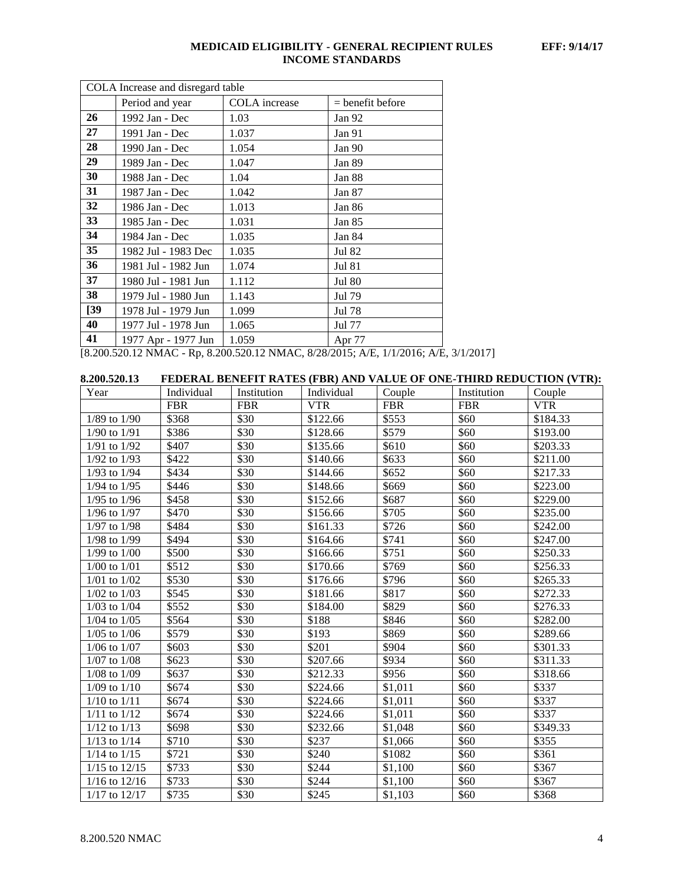| COLA Increase and disregard table | | | |
|---|---|---|---|
| | Period and year | COLA increase | = benefit before |
| **26** | 1992 Jan - Dec | 1.03 | Jan 92 |
| **27** | 1991 Jan - Dec | 1.037 | Jan 91 |
| **28** | 1990 Jan - Dec | 1.054 | Jan 90 |
| **29** | 1989 Jan - Dec | 1.047 | Jan 89 |
| **30** | 1988 Jan - Dec | 1.04 | Jan 88 |
| **31** | 1987 Jan - Dec | 1.042 | Jan 87 |
| **32** | 1986 Jan - Dec | 1.013 | Jan 86 |
| **33** | 1985 Jan - Dec | 1.031 | Jan 85 |
| **34** | 1984 Jan - Dec | 1.035 | Jan 84 |
| **35** | 1982 Jul - 1983 Dec | 1.035 | Jul 82 |
| **36** | 1981 Jul - 1982 Jun | 1.074 | Jul 81 |
| **37** | 1980 Jul - 1981 Jun | 1.112 | Jul 80 |
| **38** | 1979 Jul - 1980 Jun | 1.143 | Jul 79 |
| **[39** | 1978 Jul - 1979 Jun | 1.099 | Jul 78 |
| **40** | 1977 Jul - 1978 Jun | 1.065 | Jul 77 |
| **41** | 1977 Apr - 1977 Jun | 1.059 | Apr 77 |

[8.200.520.12 NMAC - Rp, 8.200.520.12 NMAC, 8/28/2015; A/E, 1/1/2016; A/E, 3/1/2017]

**8.200.520.13 FEDERAL BENEFIT RATES (FBR) AND VALUE OF ONE-THIRD REDUCTION (VTR):**

| Year | Individual FBR | Institution FBR | Individual VTR | Couple FBR | Institution FBR | Couple VTR |
|---|---|---|---|---|---|---|
| 1/89 to 1/90 | $368 | $30 | $122.66 | $553 | $60 | $184.33 |
| 1/90 to 1/91 | $386 | $30 | $128.66 | $579 | $60 | $193.00 |
| 1/91 to 1/92 | $407 | $30 | $135.66 | $610 | $60 | $203.33 |
| 1/92 to 1/93 | $422 | $30 | $140.66 | $633 | $60 | $211.00 |
| 1/93 to 1/94 | $434 | $30 | $144.66 | $652 | $60 | $217.33 |
| 1/94 to 1/95 | $446 | $30 | $148.66 | $669 | $60 | $223.00 |
| 1/95 to 1/96 | $458 | $30 | $152.66 | $687 | $60 | $229.00 |
| 1/96 to 1/97 | $470 | $30 | $156.66 | $705 | $60 | $235.00 |
| 1/97 to 1/98 | $484 | $30 | $161.33 | $726 | $60 | $242.00 |
| 1/98 to 1/99 | $494 | $30 | $164.66 | $741 | $60 | $247.00 |
| 1/99 to 1/00 | $500 | $30 | $166.66 | $751 | $60 | $250.33 |
| 1/00 to 1/01 | $512 | $30 | $170.66 | $769 | $60 | $256.33 |
| 1/01 to 1/02 | $530 | $30 | $176.66 | $796 | $60 | $265.33 |
| 1/02 to 1/03 | $545 | $30 | $181.66 | $817 | $60 | $272.33 |
| 1/03 to 1/04 | $552 | $30 | $184.00 | $829 | $60 | $276.33 |
| 1/04 to 1/05 | $564 | $30 | $188 | $846 | $60 | $282.00 |
| 1/05 to 1/06 | $579 | $30 | $193 | $869 | $60 | $289.66 |
| 1/06 to 1/07 | $603 | $30 | $201 | $904 | $60 | $301.33 |
| 1/07 to 1/08 | $623 | $30 | $207.66 | $934 | $60 | $311.33 |
| 1/08 to 1/09 | $637 | $30 | $212.33 | $956 | $60 | $318.66 |
| 1/09 to 1/10 | $674 | $30 | $224.66 | $1,011 | $60 | $337 |
| 1/10 to 1/11 | $674 | $30 | $224.66 | $1,011 | $60 | $337 |
| 1/11 to 1/12 | $674 | $30 | $224.66 | $1,011 | $60 | $337 |
| 1/12 to 1/13 | $698 | $30 | $232.66 | $1,048 | $60 | $349.33 |
| 1/13 to 1/14 | $710 | $30 | $237 | $1,066 | $60 | $355 |
| 1/14 to 1/15 | $721 | $30 | $240 | $1082 | $60 | $361 |
| 1/15 to 12/15 | $733 | $30 | $244 | $1,100 | $60 | $367 |
| 1/16 to 12/16 | $733 | $30 | $244 | $1,100 | $60 | $367 |
| 1/17 to 12/17 | $735 | $30 | $245 | $1,103 | $60 | $368 |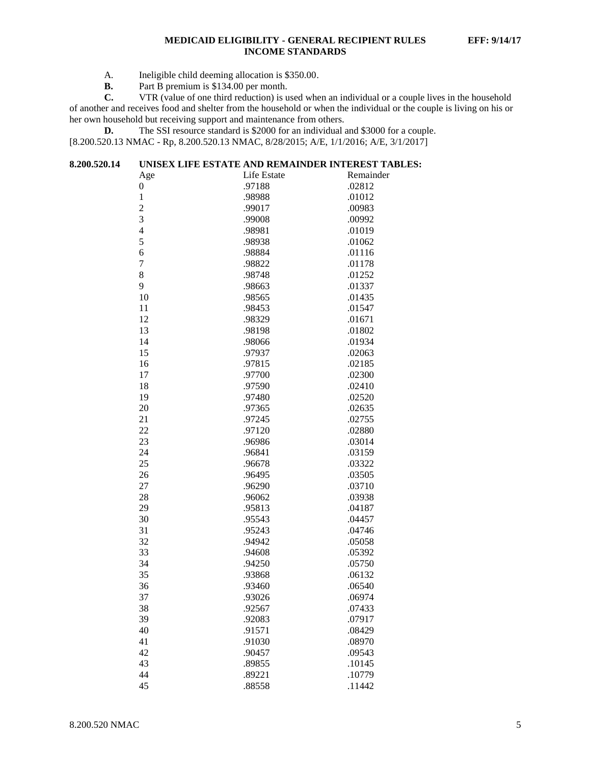A. Ineligible child deeming allocation is $350.00.

**B.** Part B premium is $134.00 per month.

**C.** VTR (value of one third reduction) is used when an individual or a couple lives in the household of another and receives food and shelter from the household or when the individual or the couple is living on his or her own household but receiving support and maintenance from others.

**D.** The SSI resource standard is $2000 for an individual and $3000 for a couple.

[8.200.520.13 NMAC - Rp, 8.200.520.13 NMAC, 8/28/2015; A/E, 1/1/2016; A/E, 3/1/2017]

**8.200.520.14 UNISEX LIFE ESTATE AND REMAINDER INTEREST TABLES:**

| Age | Life Estate | Remainder |
|---|---|---|
| 0 | .97188 | .02812 |
| 1 | .98988 | .01012 |
| 2 | .99017 | .00983 |
| 3 | .99008 | .00992 |
| 4 | .98981 | .01019 |
| 5 | .98938 | .01062 |
| 6 | .98884 | .01116 |
| 7 | .98822 | .01178 |
| 8 | .98748 | .01252 |
| 9 | .98663 | .01337 |
| 10 | .98565 | .01435 |
| 11 | .98453 | .01547 |
| 12 | .98329 | .01671 |
| 13 | .98198 | .01802 |
| 14 | .98066 | .01934 |
| 15 | .97937 | .02063 |
| 16 | .97815 | .02185 |
| 17 | .97700 | .02300 |
| 18 | .97590 | .02410 |
| 19 | .97480 | .02520 |
| 20 | .97365 | .02635 |
| 21 | .97245 | .02755 |
| 22 | .97120 | .02880 |
| 23 | .96986 | .03014 |
| 24 | .96841 | .03159 |
| 25 | .96678 | .03322 |
| 26 | .96495 | .03505 |
| 27 | .96290 | .03710 |
| 28 | .96062 | .03938 |
| 29 | .95813 | .04187 |
| 30 | .95543 | .04457 |
| 31 | .95243 | .04746 |
| 32 | .94942 | .05058 |
| 33 | .94608 | .05392 |
| 34 | .94250 | .05750 |
| 35 | .93868 | .06132 |
| 36 | .93460 | .06540 |
| 37 | .93026 | .06974 |
| 38 | .92567 | .07433 |
| 39 | .92083 | .07917 |
| 40 | .91571 | .08429 |
| 41 | .91030 | .08970 |
| 42 | .90457 | .09543 |
| 43 | .89855 | .10145 |
| 44 | .89221 | .10779 |
| 45 | .88558 | .11442 |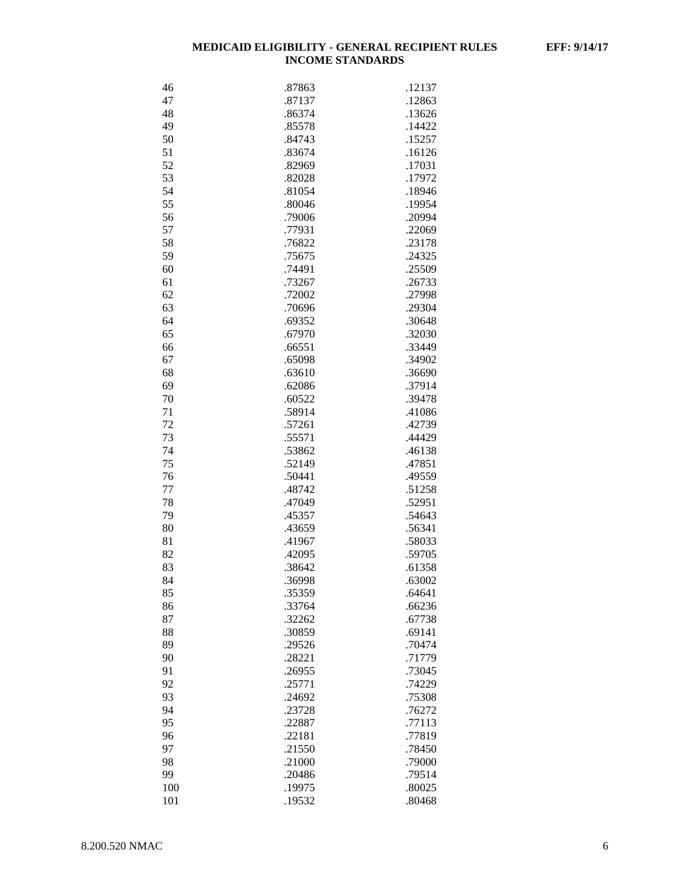| | | |
|---|---|---|
| 46 | .87863 | .12137 |
| 47 | .87137 | .12863 |
| 48 | .86374 | .13626 |
| 49 | .85578 | .14422 |
| 50 | .84743 | .15257 |
| 51 | .83674 | .16126 |
| 52 | .82969 | .17031 |
| 53 | .82028 | .17972 |
| 54 | .81054 | .18946 |
| 55 | .80046 | .19954 |
| 56 | .79006 | .20994 |
| 57 | .77931 | .22069 |
| 58 | .76822 | .23178 |
| 59 | .75675 | .24325 |
| 60 | .74491 | .25509 |
| 61 | .73267 | .26733 |
| 62 | .72002 | .27998 |
| 63 | .70696 | .29304 |
| 64 | .69352 | .30648 |
| 65 | .67970 | .32030 |
| 66 | .66551 | .33449 |
| 67 | .65098 | .34902 |
| 68 | .63610 | .36690 |
| 69 | .62086 | .37914 |
| 70 | .60522 | .39478 |
| 71 | .58914 | .41086 |
| 72 | .57261 | .42739 |
| 73 | .55571 | .44429 |
| 74 | .53862 | .46138 |
| 75 | .52149 | .47851 |
| 76 | .50441 | .49559 |
| 77 | .48742 | .51258 |
| 78 | .47049 | .52951 |
| 79 | .45357 | .54643 |
| 80 | .43659 | .56341 |
| 81 | .41967 | .58033 |
| 82 | .42095 | .59705 |
| 83 | .38642 | .61358 |
| 84 | .36998 | .63002 |
| 85 | .35359 | .64641 |
| 86 | .33764 | .66236 |
| 87 | .32262 | .67738 |
| 88 | .30859 | .69141 |
| 89 | .29526 | .70474 |
| 90 | .28221 | .71779 |
| 91 | .26955 | .73045 |
| 92 | .25771 | .74229 |
| 93 | .24692 | .75308 |
| 94 | .23728 | .76272 |
| 95 | .22887 | .77113 |
| 96 | .22181 | .77819 |
| 97 | .21550 | .78450 |
| 98 | .21000 | .79000 |
| 99 | .20486 | .79514 |
| 100 | .19975 | .80025 |
| 101 | .19532 | .80468 |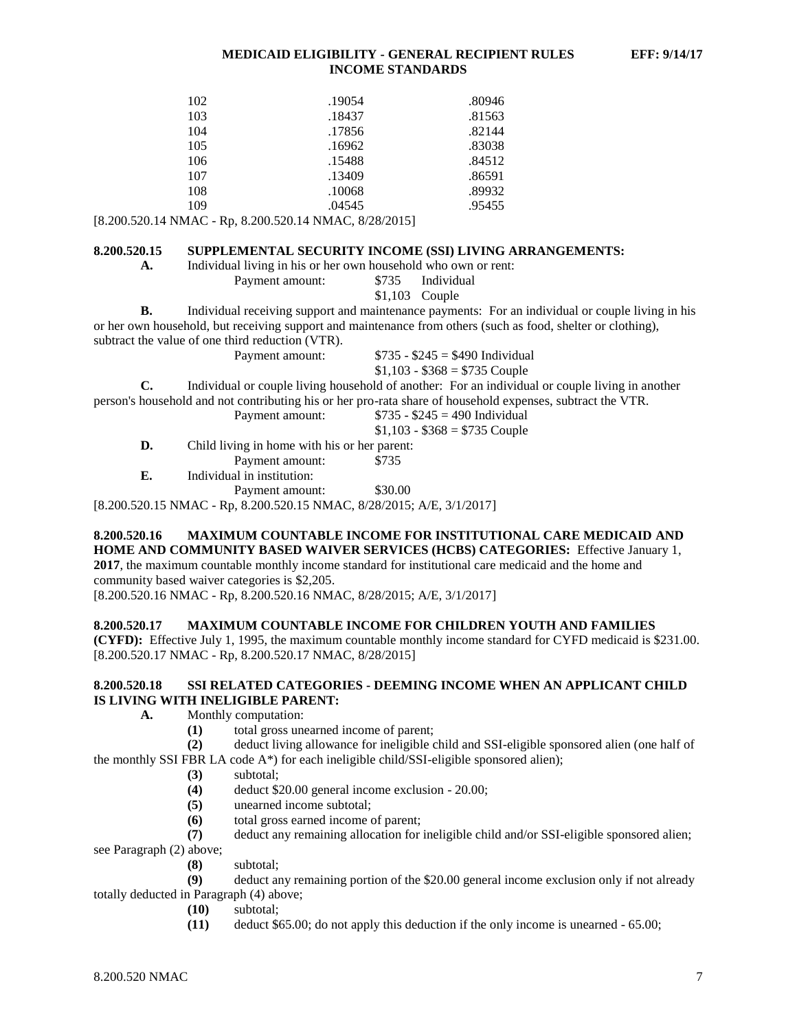| | | |
|---|---|---|
| 102 | .19054 | .80946 |
| 103 | .18437 | .81563 |
| 104 | .17856 | .82144 |
| 105 | .16962 | .83038 |
| 106 | .15488 | .84512 |
| 107 | .13409 | .86591 |
| 108 | .10068 | .89932 |
| 109 | .04545 | .95455 |

[8.200.520.14 NMAC - Rp, 8.200.520.14 NMAC, 8/28/2015]

**8.200.520.15 SUPPLEMENTAL SECURITY INCOME (SSI) LIVING ARRANGEMENTS:**

**A.** Individual living in his or her own household who own or rent:

Payment amount: $735 Individual
$1,103 Couple

**B.** Individual receiving support and maintenance payments: For an individual or couple living in his or her own household, but receiving support and maintenance from others (such as food, shelter or clothing), subtract the value of one third reduction (VTR).

Payment amount: $735 - $245 = $490 Individual
$1,103 - $368 = $735 Couple

**C.** Individual or couple living household of another: For an individual or couple living in another person's household and not contributing his or her pro-rata share of household expenses, subtract the VTR.

Payment amount: $735 - $245 = 490 Individual
$1,103 - $368 = $735 Couple

**D.** Child living in home with his or her parent:

Payment amount: $735

**E.** Individual in institution:

Payment amount: $30.00

[8.200.520.15 NMAC - Rp, 8.200.520.15 NMAC, 8/28/2015; A/E, 3/1/2017]

**8.200.520.16 MAXIMUM COUNTABLE INCOME FOR INSTITUTIONAL CARE MEDICAID AND HOME AND COMMUNITY BASED WAIVER SERVICES (HCBS) CATEGORIES:** Effective January 1, **2017**, the maximum countable monthly income standard for institutional care medicaid and the home and community based waiver categories is $2,205.
[8.200.520.16 NMAC - Rp, 8.200.520.16 NMAC, 8/28/2015; A/E, 3/1/2017]

**8.200.520.17 MAXIMUM COUNTABLE INCOME FOR CHILDREN YOUTH AND FAMILIES (CYFD):** Effective July 1, 1995, the maximum countable monthly income standard for CYFD medicaid is $231.00.
[8.200.520.17 NMAC - Rp, 8.200.520.17 NMAC, 8/28/2015]

**8.200.520.18 SSI RELATED CATEGORIES - DEEMING INCOME WHEN AN APPLICANT CHILD IS LIVING WITH INELIGIBLE PARENT:**

**A.** Monthly computation:

**(1)** total gross unearned income of parent;

**(2)** deduct living allowance for ineligible child and SSI-eligible sponsored alien (one half of the monthly SSI FBR LA code A*) for each ineligible child/SSI-eligible sponsored alien);

**(3)** subtotal;

**(4)** deduct $20.00 general income exclusion - 20.00;

**(5)** unearned income subtotal;

**(6)** total gross earned income of parent;

**(7)** deduct any remaining allocation for ineligible child and/or SSI-eligible sponsored alien; see Paragraph (2) above;

**(8)** subtotal;

**(9)** deduct any remaining portion of the $20.00 general income exclusion only if not already totally deducted in Paragraph (4) above;

**(10)** subtotal;

**(11)** deduct $65.00; do not apply this deduction if the only income is unearned - 65.00;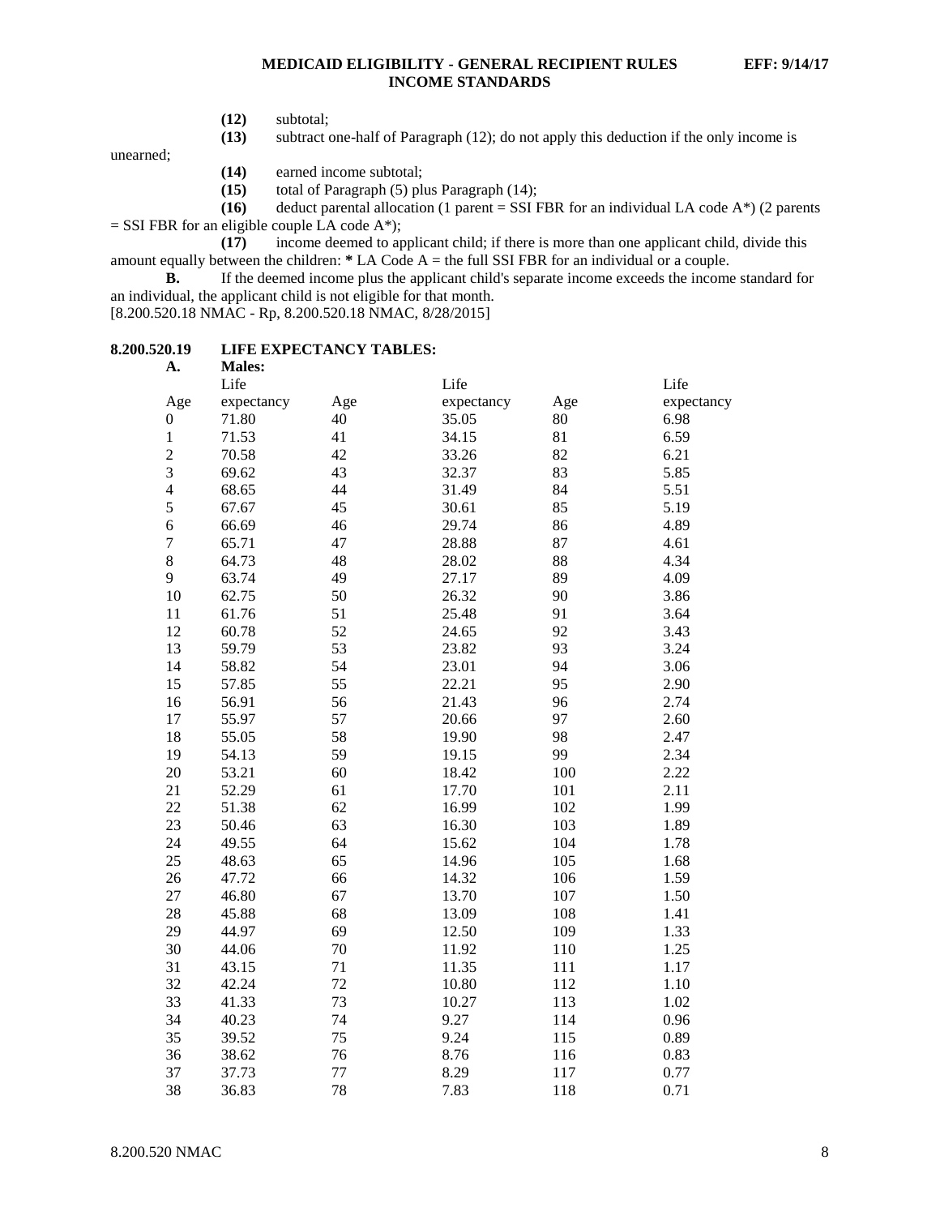**(12)** subtotal;

**(13)** subtract one-half of Paragraph (12); do not apply this deduction if the only income is unearned;

**(14)** earned income subtotal;

**(15)** total of Paragraph (5) plus Paragraph (14);

**(16)** deduct parental allocation (1 parent = SSI FBR for an individual LA code A*) (2 parents = SSI FBR for an eligible couple LA code A*);

**(17)** income deemed to applicant child; if there is more than one applicant child, divide this amount equally between the children: **\*** LA Code A = the full SSI FBR for an individual or a couple.

**B.** If the deemed income plus the applicant child's separate income exceeds the income standard for an individual, the applicant child is not eligible for that month.

[8.200.520.18 NMAC - Rp, 8.200.520.18 NMAC, 8/28/2015]

## 8.200.520.19 LIFE EXPECTANCY TABLES:

**A. Males:**

| Age | Life expectancy | Age | Life expectancy | Age | Life expectancy |
|---|---|---|---|---|---|
| 0 | 71.80 | 40 | 35.05 | 80 | 6.98 |
| 1 | 71.53 | 41 | 34.15 | 81 | 6.59 |
| 2 | 70.58 | 42 | 33.26 | 82 | 6.21 |
| 3 | 69.62 | 43 | 32.37 | 83 | 5.85 |
| 4 | 68.65 | 44 | 31.49 | 84 | 5.51 |
| 5 | 67.67 | 45 | 30.61 | 85 | 5.19 |
| 6 | 66.69 | 46 | 29.74 | 86 | 4.89 |
| 7 | 65.71 | 47 | 28.88 | 87 | 4.61 |
| 8 | 64.73 | 48 | 28.02 | 88 | 4.34 |
| 9 | 63.74 | 49 | 27.17 | 89 | 4.09 |
| 10 | 62.75 | 50 | 26.32 | 90 | 3.86 |
| 11 | 61.76 | 51 | 25.48 | 91 | 3.64 |
| 12 | 60.78 | 52 | 24.65 | 92 | 3.43 |
| 13 | 59.79 | 53 | 23.82 | 93 | 3.24 |
| 14 | 58.82 | 54 | 23.01 | 94 | 3.06 |
| 15 | 57.85 | 55 | 22.21 | 95 | 2.90 |
| 16 | 56.91 | 56 | 21.43 | 96 | 2.74 |
| 17 | 55.97 | 57 | 20.66 | 97 | 2.60 |
| 18 | 55.05 | 58 | 19.90 | 98 | 2.47 |
| 19 | 54.13 | 59 | 19.15 | 99 | 2.34 |
| 20 | 53.21 | 60 | 18.42 | 100 | 2.22 |
| 21 | 52.29 | 61 | 17.70 | 101 | 2.11 |
| 22 | 51.38 | 62 | 16.99 | 102 | 1.99 |
| 23 | 50.46 | 63 | 16.30 | 103 | 1.89 |
| 24 | 49.55 | 64 | 15.62 | 104 | 1.78 |
| 25 | 48.63 | 65 | 14.96 | 105 | 1.68 |
| 26 | 47.72 | 66 | 14.32 | 106 | 1.59 |
| 27 | 46.80 | 67 | 13.70 | 107 | 1.50 |
| 28 | 45.88 | 68 | 13.09 | 108 | 1.41 |
| 29 | 44.97 | 69 | 12.50 | 109 | 1.33 |
| 30 | 44.06 | 70 | 11.92 | 110 | 1.25 |
| 31 | 43.15 | 71 | 11.35 | 111 | 1.17 |
| 32 | 42.24 | 72 | 10.80 | 112 | 1.10 |
| 33 | 41.33 | 73 | 10.27 | 113 | 1.02 |
| 34 | 40.23 | 74 | 9.27 | 114 | 0.96 |
| 35 | 39.52 | 75 | 9.24 | 115 | 0.89 |
| 36 | 38.62 | 76 | 8.76 | 116 | 0.83 |
| 37 | 37.73 | 77 | 8.29 | 117 | 0.77 |
| 38 | 36.83 | 78 | 7.83 | 118 | 0.71 |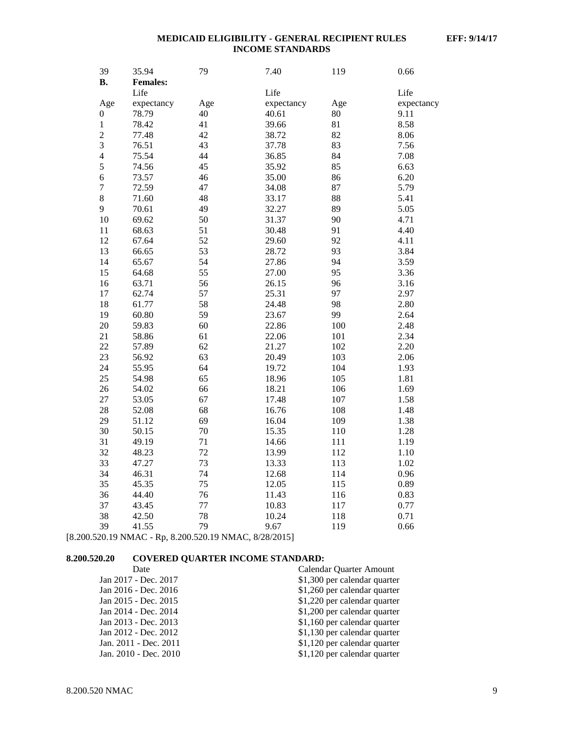| 39 | 35.94 | 79 | 7.40 | 119 | 0.66 |
|---|---|---|---|---|---|

**B.** **Females:**

| Age | Life expectancy | Age | Life expectancy | Age | Life expectancy |
|---|---|---|---|---|---|
| 0 | 78.79 | 40 | 40.61 | 80 | 9.11 |
| 1 | 78.42 | 41 | 39.66 | 81 | 8.58 |
| 2 | 77.48 | 42 | 38.72 | 82 | 8.06 |
| 3 | 76.51 | 43 | 37.78 | 83 | 7.56 |
| 4 | 75.54 | 44 | 36.85 | 84 | 7.08 |
| 5 | 74.56 | 45 | 35.92 | 85 | 6.63 |
| 6 | 73.57 | 46 | 35.00 | 86 | 6.20 |
| 7 | 72.59 | 47 | 34.08 | 87 | 5.79 |
| 8 | 71.60 | 48 | 33.17 | 88 | 5.41 |
| 9 | 70.61 | 49 | 32.27 | 89 | 5.05 |
| 10 | 69.62 | 50 | 31.37 | 90 | 4.71 |
| 11 | 68.63 | 51 | 30.48 | 91 | 4.40 |
| 12 | 67.64 | 52 | 29.60 | 92 | 4.11 |
| 13 | 66.65 | 53 | 28.72 | 93 | 3.84 |
| 14 | 65.67 | 54 | 27.86 | 94 | 3.59 |
| 15 | 64.68 | 55 | 27.00 | 95 | 3.36 |
| 16 | 63.71 | 56 | 26.15 | 96 | 3.16 |
| 17 | 62.74 | 57 | 25.31 | 97 | 2.97 |
| 18 | 61.77 | 58 | 24.48 | 98 | 2.80 |
| 19 | 60.80 | 59 | 23.67 | 99 | 2.64 |
| 20 | 59.83 | 60 | 22.86 | 100 | 2.48 |
| 21 | 58.86 | 61 | 22.06 | 101 | 2.34 |
| 22 | 57.89 | 62 | 21.27 | 102 | 2.20 |
| 23 | 56.92 | 63 | 20.49 | 103 | 2.06 |
| 24 | 55.95 | 64 | 19.72 | 104 | 1.93 |
| 25 | 54.98 | 65 | 18.96 | 105 | 1.81 |
| 26 | 54.02 | 66 | 18.21 | 106 | 1.69 |
| 27 | 53.05 | 67 | 17.48 | 107 | 1.58 |
| 28 | 52.08 | 68 | 16.76 | 108 | 1.48 |
| 29 | 51.12 | 69 | 16.04 | 109 | 1.38 |
| 30 | 50.15 | 70 | 15.35 | 110 | 1.28 |
| 31 | 49.19 | 71 | 14.66 | 111 | 1.19 |
| 32 | 48.23 | 72 | 13.99 | 112 | 1.10 |
| 33 | 47.27 | 73 | 13.33 | 113 | 1.02 |
| 34 | 46.31 | 74 | 12.68 | 114 | 0.96 |
| 35 | 45.35 | 75 | 12.05 | 115 | 0.89 |
| 36 | 44.40 | 76 | 11.43 | 116 | 0.83 |
| 37 | 43.45 | 77 | 10.83 | 117 | 0.77 |
| 38 | 42.50 | 78 | 10.24 | 118 | 0.71 |
| 39 | 41.55 | 79 | 9.67 | 119 | 0.66 |

[8.200.520.19 NMAC - Rp, 8.200.520.19 NMAC, 8/28/2015]

**8.200.520.20 COVERED QUARTER INCOME STANDARD:**

| Date | Calendar Quarter Amount |
|---|---|
| Jan 2017 - Dec. 2017 | $1,300 per calendar quarter |
| Jan 2016 - Dec. 2016 | $1,260 per calendar quarter |
| Jan 2015 - Dec. 2015 | $1,220 per calendar quarter |
| Jan 2014 - Dec. 2014 | $1,200 per calendar quarter |
| Jan 2013 - Dec. 2013 | $1,160 per calendar quarter |
| Jan 2012 - Dec. 2012 | $1,130 per calendar quarter |
| Jan. 2011 - Dec. 2011 | $1,120 per calendar quarter |
| Jan. 2010 - Dec. 2010 | $1,120 per calendar quarter |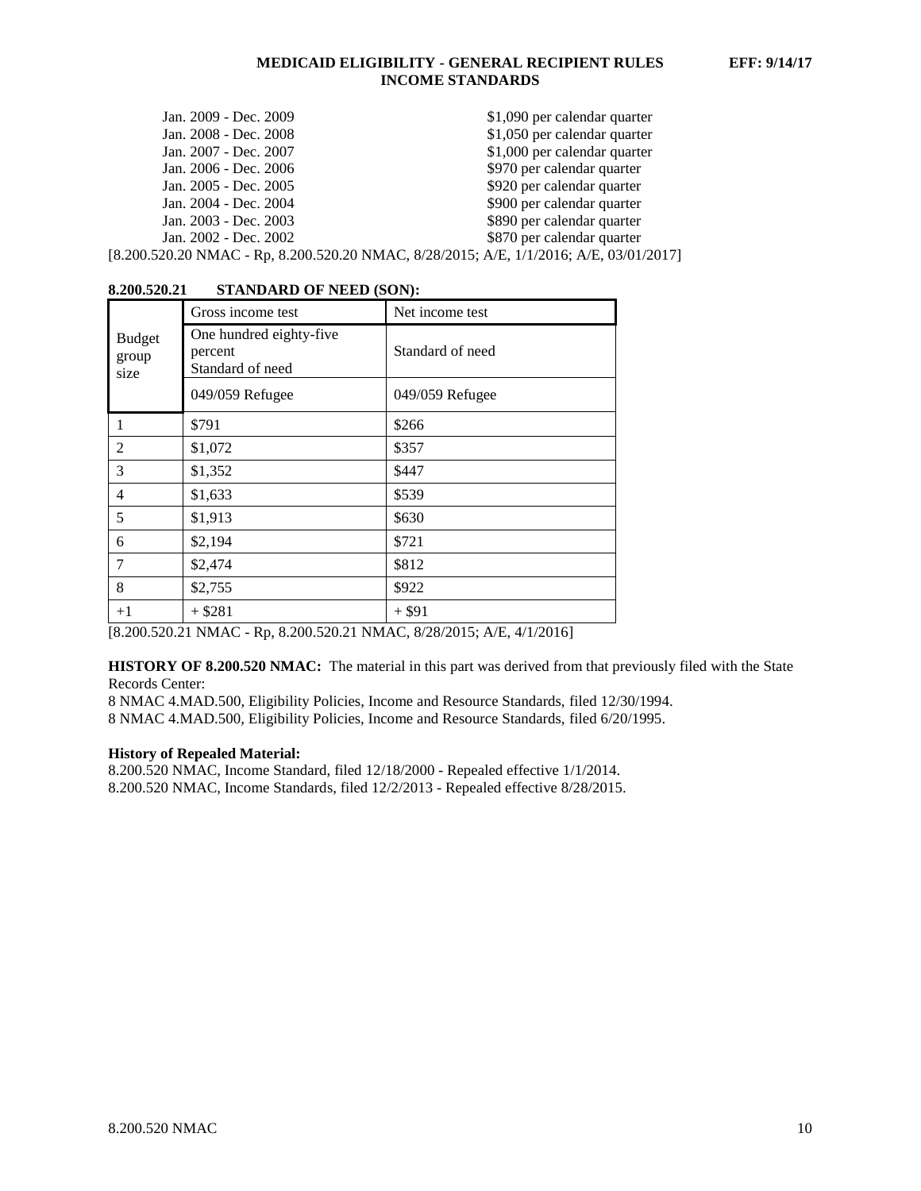| | |
|---|---|
| Jan. 2009 - Dec. 2009 | $1,090 per calendar quarter |
| Jan. 2008 - Dec. 2008 | $1,050 per calendar quarter |
| Jan. 2007 - Dec. 2007 | $1,000 per calendar quarter |
| Jan. 2006 - Dec. 2006 | $970 per calendar quarter |
| Jan. 2005 - Dec. 2005 | $920 per calendar quarter |
| Jan. 2004 - Dec. 2004 | $900 per calendar quarter |
| Jan. 2003 - Dec. 2003 | $890 per calendar quarter |
| Jan. 2002 - Dec. 2002 | $870 per calendar quarter |

[8.200.520.20 NMAC - Rp, 8.200.520.20 NMAC, 8/28/2015; A/E, 1/1/2016; A/E, 03/01/2017]

**8.200.520.21 STANDARD OF NEED (SON):**

| Budget group size | Gross income test | Net income test |
|---|---|---|
| | One hundred eighty-five percent Standard of need | Standard of need |
| | 049/059 Refugee | 049/059 Refugee |
| 1 | $791 | $266 |
| 2 | $1,072 | $357 |
| 3 | $1,352 | $447 |
| 4 | $1,633 | $539 |
| 5 | $1,913 | $630 |
| 6 | $2,194 | $721 |
| 7 | $2,474 | $812 |
| 8 | $2,755 | $922 |
| +1 | + $281 | + $91 |

[8.200.520.21 NMAC - Rp, 8.200.520.21 NMAC, 8/28/2015; A/E, 4/1/2016]

**HISTORY OF 8.200.520 NMAC:** The material in this part was derived from that previously filed with the State Records Center:

8 NMAC 4.MAD.500, Eligibility Policies, Income and Resource Standards, filed 12/30/1994.

8 NMAC 4.MAD.500, Eligibility Policies, Income and Resource Standards, filed 6/20/1995.

**History of Repealed Material:**

8.200.520 NMAC, Income Standard, filed 12/18/2000 - Repealed effective 1/1/2014.

8.200.520 NMAC, Income Standards, filed 12/2/2013 - Repealed effective 8/28/2015.